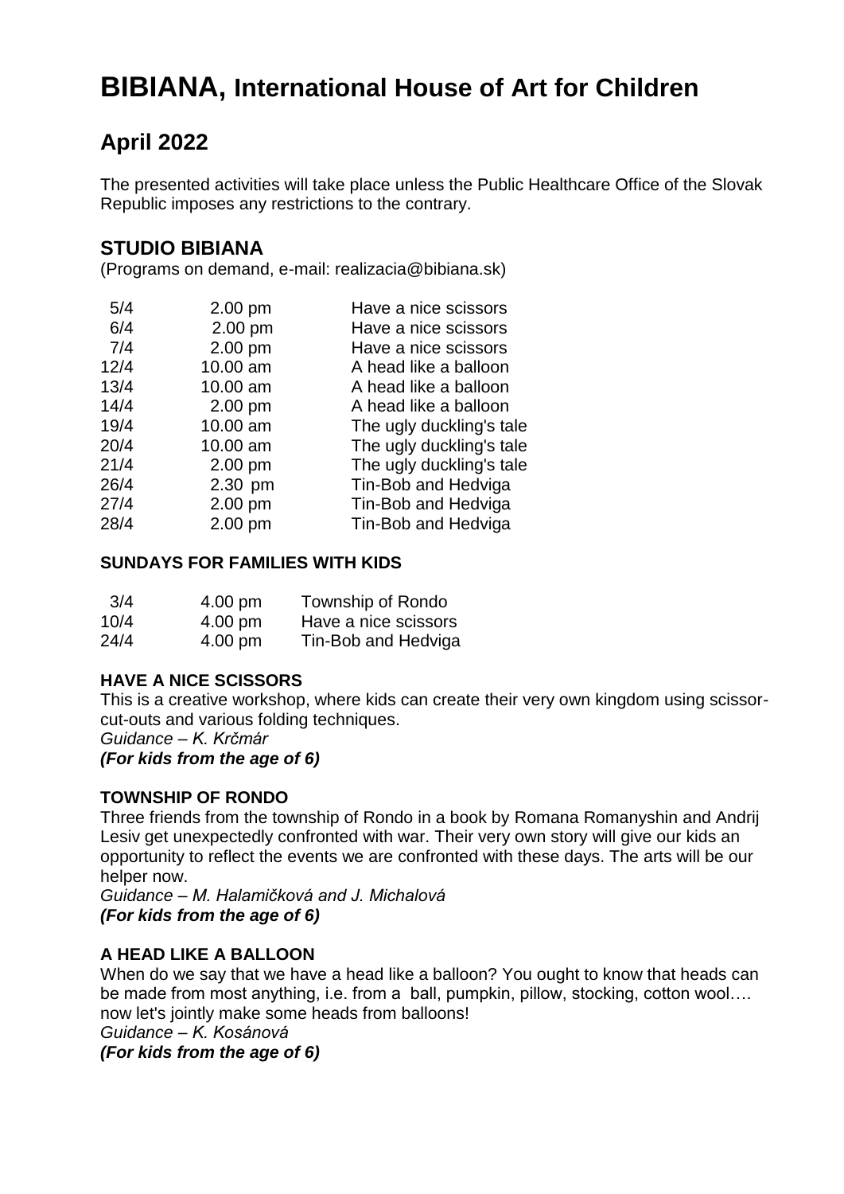# BIBIANA, International House of Art for Children

## April 2022

The presented activities will take place unless the Public Healthcare Office of the Slovak Republic imposes any restrictions to the contrary.

## STUDIO BIBIANA

(Programs on demand, e-mail: realizacia@bibiana.sk)

| | | |
|---|---|---|
| 5/4 | 2.00 pm | Have a nice scissors |
| 6/4 | 2.00 pm | Have a nice scissors |
| 7/4 | 2.00 pm | Have a nice scissors |
| 12/4 | 10.00 am | A head like a balloon |
| 13/4 | 10.00 am | A head like a balloon |
| 14/4 | 2.00 pm | A head like a balloon |
| 19/4 | 10.00 am | The ugly duckling's tale |
| 20/4 | 10.00 am | The ugly duckling's tale |
| 21/4 | 2.00 pm | The ugly duckling's tale |
| 26/4 | 2.30 pm | Tin-Bob and Hedviga |
| 27/4 | 2.00 pm | Tin-Bob and Hedviga |
| 28/4 | 2.00 pm | Tin-Bob and Hedviga |

### SUNDAYS FOR FAMILIES WITH KIDS

| | | |
|---|---|---|
| 3/4 | 4.00 pm | Township of Rondo |
| 10/4 | 4.00 pm | Have a nice scissors |
| 24/4 | 4.00 pm | Tin-Bob and Hedviga |

### HAVE A NICE SCISSORS

This is a creative workshop, where kids can create their very own kingdom using scissor-cut-outs and various folding techniques.

*Guidance – K. Krčmár*

***(For kids from the age of 6)***

### TOWNSHIP OF RONDO

Three friends from the township of Rondo in a book by Romana Romanyshin and Andrij Lesiv get unexpectedly confronted with war. Their very own story will give our kids an opportunity to reflect the events we are confronted with these days. The arts will be our helper now.

*Guidance – M. Halamičková and J. Michalová*

***(For kids from the age of 6)***

### A HEAD LIKE A BALLOON

When do we say that we have a head like a balloon? You ought to know that heads can be made from most anything, i.e. from a ball, pumpkin, pillow, stocking, cotton wool…. now let's jointly make some heads from balloons!

*Guidance – K. Kosánová*

***(For kids from the age of 6)***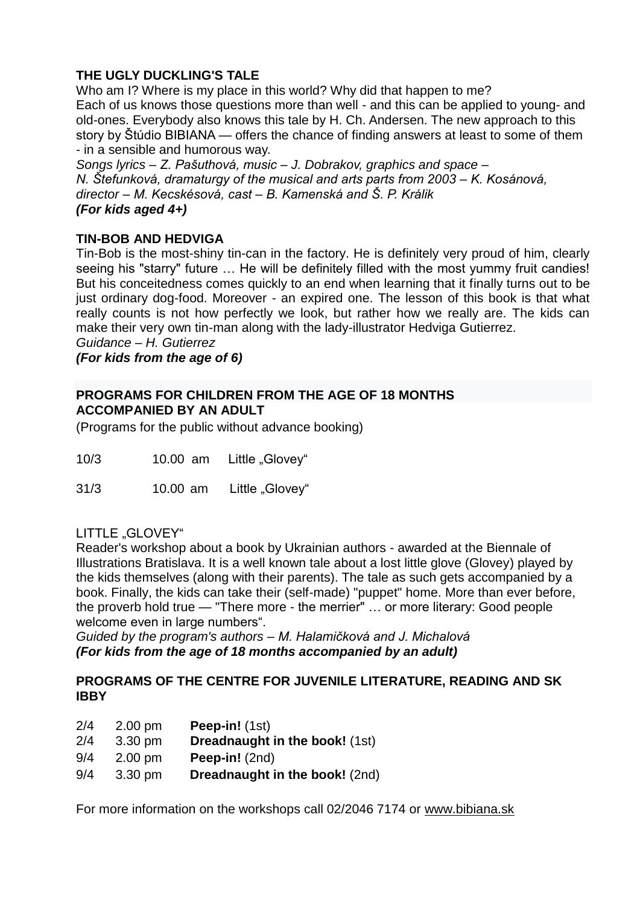**THE UGLY DUCKLING'S TALE**

Who am I? Where is my place in this world? Why did that happen to me?
Each of us knows those questions more than well - and this can be applied to young- and old-ones. Everybody also knows this tale by H. Ch. Andersen. The new approach to this story by Štúdio BIBIANA — offers the chance of finding answers at least to some of them - in a sensible and humorous way.

*Songs lyrics – Z. Pašuthová, music – J. Dobrakov, graphics and space – N. Štefunková, dramaturgy of the musical and arts parts from 2003 – K. Kosánová, director – M. Kecskésová, cast – B. Kamenská and Š. P. Králik*
***(For kids aged 4+)***

**TIN-BOB AND HEDVIGA**

Tin-Bob is the most-shiny tin-can in the factory. He is definitely very proud of him, clearly seeing his "starry" future … He will be definitely filled with the most yummy fruit candies! But his conceitedness comes quickly to an end when learning that it finally turns out to be just ordinary dog-food. Moreover - an expired one. The lesson of this book is that what really counts is not how perfectly we look, but rather how we really are. The kids can make their very own tin-man along with the lady-illustrator Hedviga Gutierrez.

*Guidance – H. Gutierrez*
***(For kids from the age of 6)***

**PROGRAMS FOR CHILDREN FROM THE AGE OF 18 MONTHS ACCOMPANIED BY AN ADULT**

(Programs for the public without advance booking)

| | | |
|---|---|---|
| 10/3 | 10.00 am | Little „Glovey“ |
| 31/3 | 10.00 am | Little „Glovey“ |

LITTLE „GLOVEY“

Reader's workshop about a book by Ukrainian authors - awarded at the Biennale of Illustrations Bratislava. It is a well known tale about a lost little glove (Glovey) played by the kids themselves (along with their parents). The tale as such gets accompanied by a book. Finally, the kids can take their (self-made) "puppet" home. More than ever before, the proverb hold true — "There more - the merrier" … or more literary: Good people welcome even in large numbers“.

*Guided by the program's authors – M. Halamičková and J. Michalová*
***(For kids from the age of 18 months accompanied by an adult)***

**PROGRAMS OF THE CENTRE FOR JUVENILE LITERATURE, READING AND SK IBBY**

| | | |
|---|---|---|
| 2/4 | 2.00 pm | **Peep-in!** (1st) |
| 2/4 | 3.30 pm | **Dreadnaught in the book!** (1st) |
| 9/4 | 2.00 pm | **Peep-in!** (2nd) |
| 9/4 | 3.30 pm | **Dreadnaught in the book!** (2nd) |

For more information on the workshops call 02/2046 7174 or www.bibiana.sk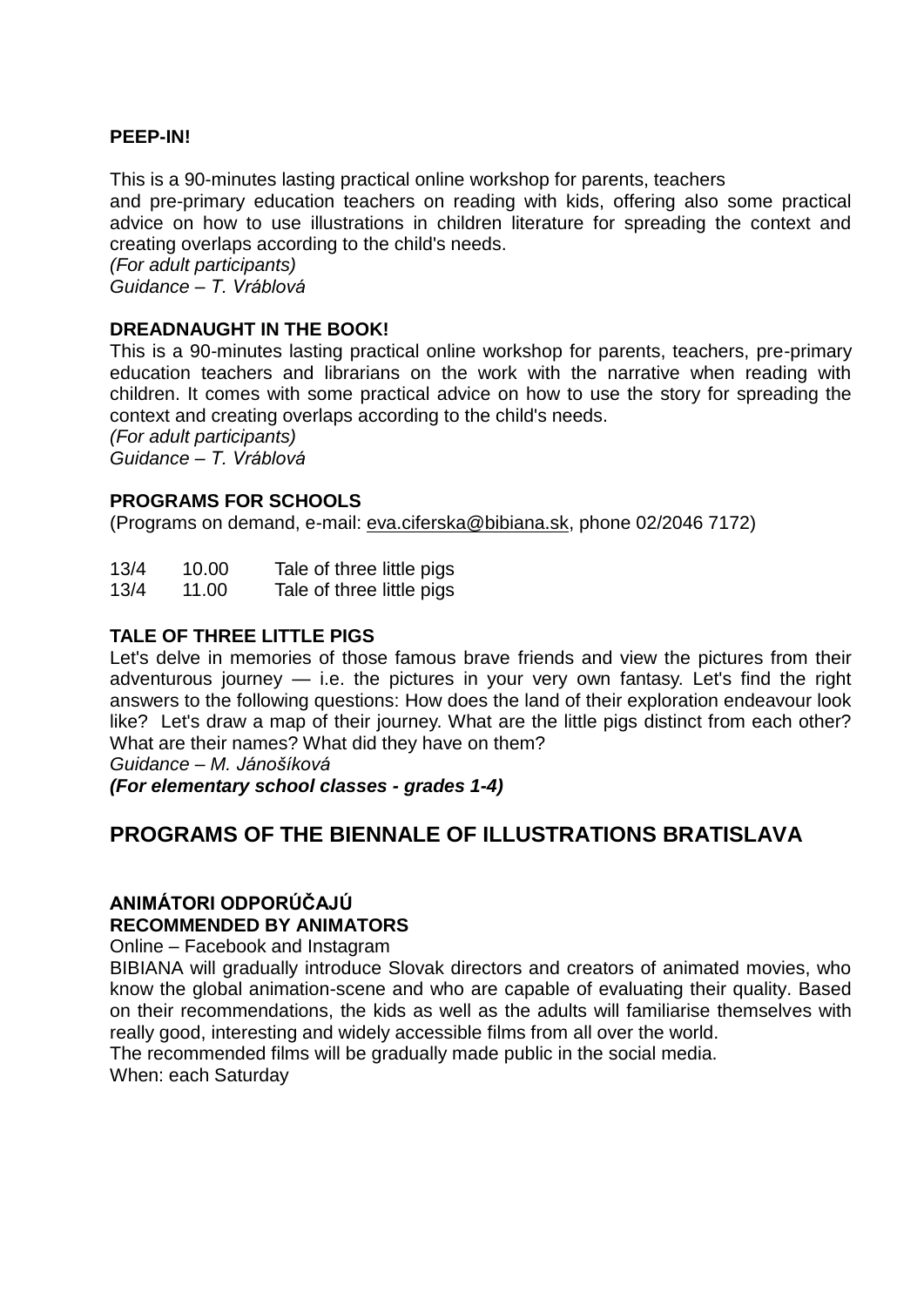**PEEP-IN!**

This is a 90-minutes lasting practical online workshop for parents, teachers and pre-primary education teachers on reading with kids, offering also some practical advice on how to use illustrations in children literature for spreading the context and creating overlaps according to the child's needs.
*(For adult participants)*
*Guidance – T. Vráblová*

**DREADNAUGHT IN THE BOOK!**

This is a 90-minutes lasting practical online workshop for parents, teachers, pre-primary education teachers and librarians on the work with the narrative when reading with children. It comes with some practical advice on how to use the story for spreading the context and creating overlaps according to the child's needs.
*(For adult participants)*
*Guidance – T. Vráblová*

**PROGRAMS FOR SCHOOLS**

(Programs on demand, e-mail: eva.ciferska@bibiana.sk, phone 02/2046 7172)

| | | |
|---|---|---|
| 13/4 | 10.00 | Tale of three little pigs |
| 13/4 | 11.00 | Tale of three little pigs |

**TALE OF THREE LITTLE PIGS**

Let's delve in memories of those famous brave friends and view the pictures from their adventurous journey — i.e. the pictures in your very own fantasy. Let's find the right answers to the following questions: How does the land of their exploration endeavour look like? Let's draw a map of their journey. What are the little pigs distinct from each other? What are their names? What did they have on them?
*Guidance – M. Jánošíková*
***(For elementary school classes - grades 1-4)***

## PROGRAMS OF THE BIENNALE OF ILLUSTRATIONS BRATISLAVA

**ANIMÁTORI ODPORÚČAJÚ**
**RECOMMENDED BY ANIMATORS**

Online – Facebook and Instagram

BIBIANA will gradually introduce Slovak directors and creators of animated movies, who know the global animation-scene and who are capable of evaluating their quality. Based on their recommendations, the kids as well as the adults will familiarise themselves with really good, interesting and widely accessible films from all over the world.
The recommended films will be gradually made public in the social media.
When: each Saturday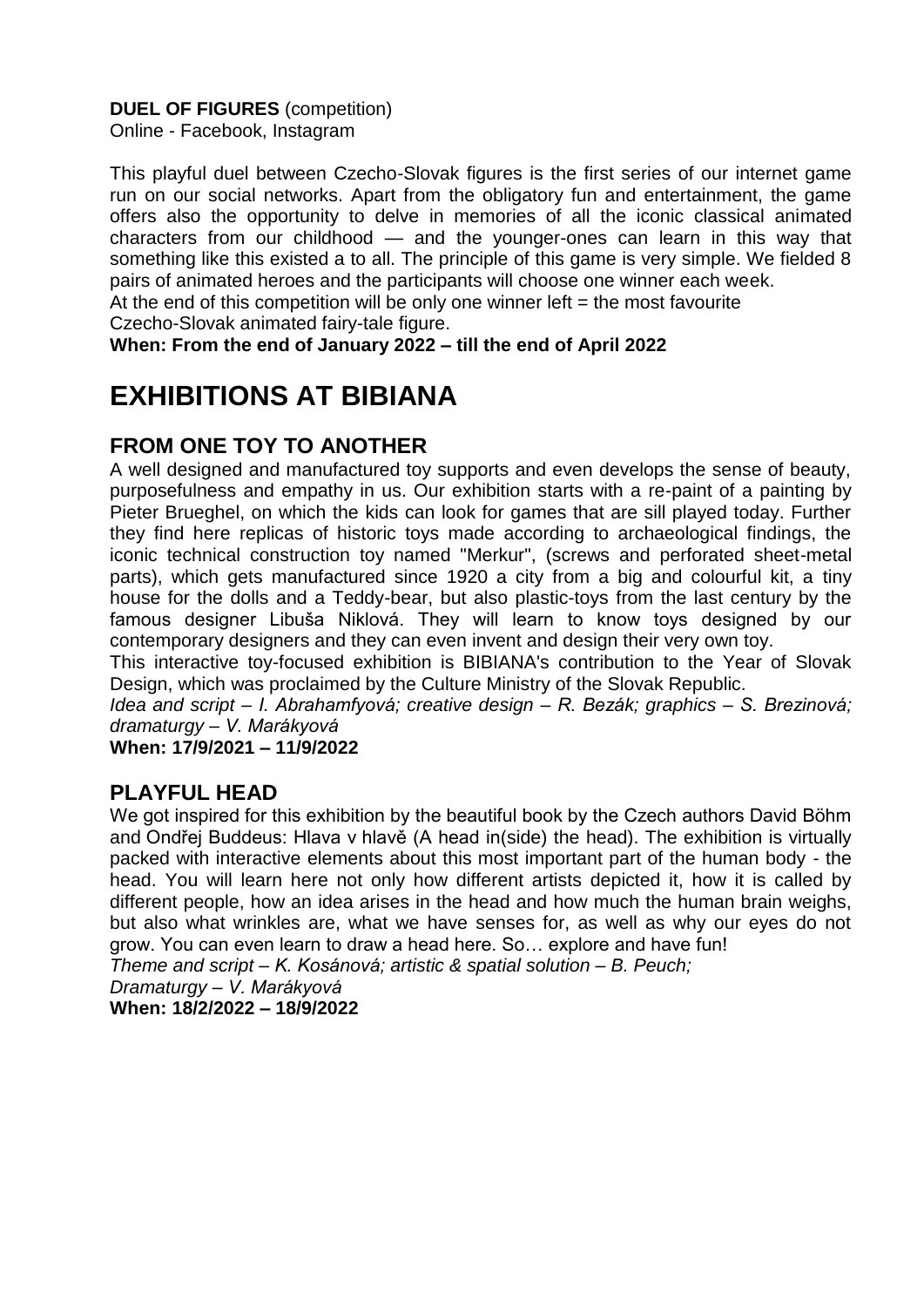**DUEL OF FIGURES** (competition)
Online - Facebook, Instagram

This playful duel between Czecho-Slovak figures is the first series of our internet game run on our social networks. Apart from the obligatory fun and entertainment, the game offers also the opportunity to delve in memories of all the iconic classical animated characters from our childhood — and the younger-ones can learn in this way that something like this existed a to all. The principle of this game is very simple. We fielded 8 pairs of animated heroes and the participants will choose one winner each week.
At the end of this competition will be only one winner left = the most favourite Czecho-Slovak animated fairy-tale figure.

**When: From the end of January 2022 – till the end of April 2022**

# EXHIBITIONS AT BIBIANA

## FROM ONE TOY TO ANOTHER

A well designed and manufactured toy supports and even develops the sense of beauty, purposefulness and empathy in us. Our exhibition starts with a re-paint of a painting by Pieter Brueghel, on which the kids can look for games that are sill played today. Further they find here replicas of historic toys made according to archaeological findings, the iconic technical construction toy named "Merkur", (screws and perforated sheet-metal parts), which gets manufactured since 1920 a city from a big and colourful kit, a tiny house for the dolls and a Teddy-bear, but also plastic-toys from the last century by the famous designer Libuša Niklová. They will learn to know toys designed by our contemporary designers and they can even invent and design their very own toy.
This interactive toy-focused exhibition is BIBIANA's contribution to the Year of Slovak Design, which was proclaimed by the Culture Ministry of the Slovak Republic.

*Idea and script – I. Abrahamfyová; creative design – R. Bezák; graphics – S. Brezinová; dramaturgy – V. Marákyová*

**When: 17/9/2021 – 11/9/2022**

## PLAYFUL HEAD

We got inspired for this exhibition by the beautiful book by the Czech authors David Böhm and Ondřej Buddeus: Hlava v hlavě (A head in(side) the head). The exhibition is virtually packed with interactive elements about this most important part of the human body - the head. You will learn here not only how different artists depicted it, how it is called by different people, how an idea arises in the head and how much the human brain weighs, but also what wrinkles are, what we have senses for, as well as why our eyes do not grow. You can even learn to draw a head here. So… explore and have fun!

*Theme and script – K. Kosánová; artistic & spatial solution – B. Peuch;*
*Dramaturgy – V. Marákyová*

**When: 18/2/2022 – 18/9/2022**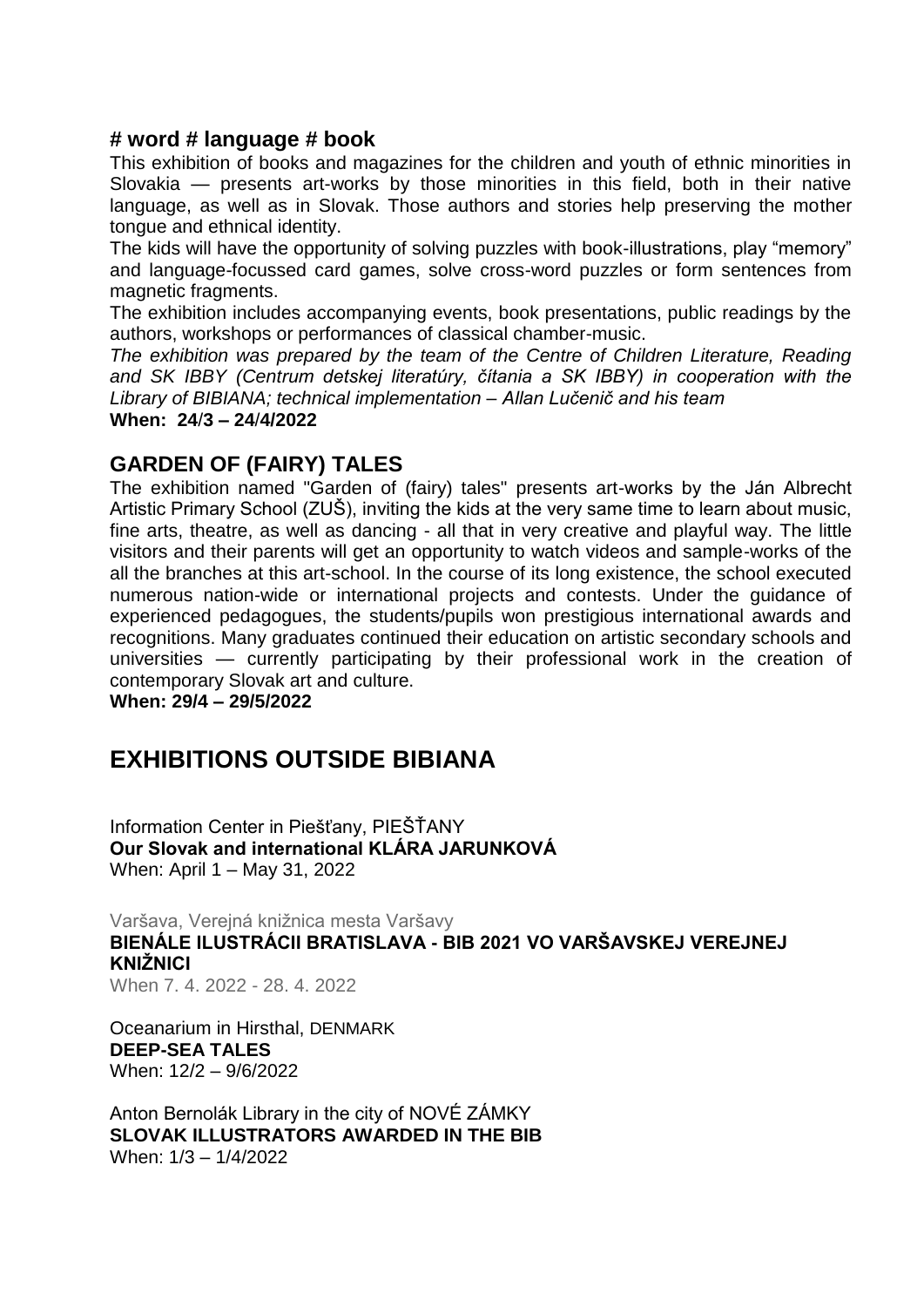## # word # language # book

This exhibition of books and magazines for the children and youth of ethnic minorities in Slovakia — presents art-works by those minorities in this field, both in their native language, as well as in Slovak. Those authors and stories help preserving the mother tongue and ethnical identity.

The kids will have the opportunity of solving puzzles with book-illustrations, play "memory" and language-focussed card games, solve cross-word puzzles or form sentences from magnetic fragments.

The exhibition includes accompanying events, book presentations, public readings by the authors, workshops or performances of classical chamber-music.

*The exhibition was prepared by the team of the Centre of Children Literature, Reading and SK IBBY (Centrum detskej literatúry, čítania a SK IBBY) in cooperation with the Library of BIBIANA; technical implementation – Allan Lučenič and his team*

**When: 24/3 – 24/4/2022**

## GARDEN OF (FAIRY) TALES

The exhibition named "Garden of (fairy) tales" presents art-works by the Ján Albrecht Artistic Primary School (ZUŠ), inviting the kids at the very same time to learn about music, fine arts, theatre, as well as dancing - all that in very creative and playful way. The little visitors and their parents will get an opportunity to watch videos and sample-works of the all the branches at this art-school. In the course of its long existence, the school executed numerous nation-wide or international projects and contests. Under the guidance of experienced pedagogues, the students/pupils won prestigious international awards and recognitions. Many graduates continued their education on artistic secondary schools and universities — currently participating by their professional work in the creation of contemporary Slovak art and culture.

**When: 29/4 – 29/5/2022**

# EXHIBITIONS OUTSIDE BIBIANA

Information Center in Piešťany, PIEŠŤANY
**Our Slovak and international KLÁRA JARUNKOVÁ**
When: April 1 – May 31, 2022

Varšava, Verejná knižnica mesta Varšavy
**BIENÁLE ILUSTRÁCII BRATISLAVA - BIB 2021 VO VARŠAVSKEJ VEREJNEJ KNIŽNICI**
When 7. 4. 2022 - 28. 4. 2022

Oceanarium in Hirsthal, DENMARK
**DEEP-SEA TALES**
When: 12/2 – 9/6/2022

Anton Bernolák Library in the city of NOVÉ ZÁMKY
**SLOVAK ILLUSTRATORS AWARDED IN THE BIB**
When: 1/3 – 1/4/2022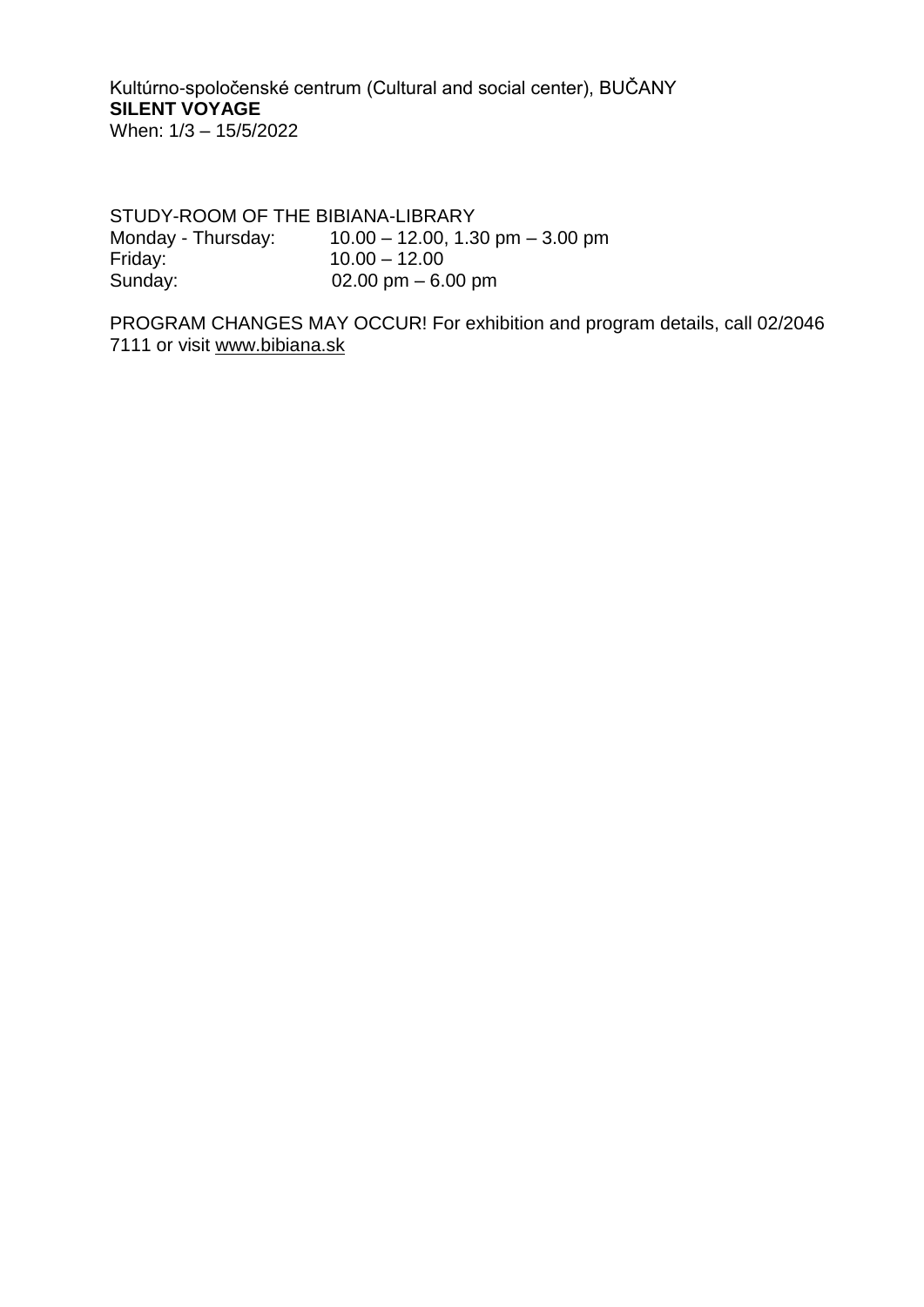Kultúrno-spoločenské centrum (Cultural and social center), BUČANY
**SILENT VOYAGE**
When: 1/3 – 15/5/2022

STUDY-ROOM OF THE BIBIANA-LIBRARY

| | |
|---|---|
| Monday - Thursday: | 10.00 – 12.00, 1.30 pm – 3.00 pm |
| Friday: | 10.00 – 12.00 |
| Sunday: | 02.00 pm – 6.00 pm |

PROGRAM CHANGES MAY OCCUR! For exhibition and program details, call 02/2046 7111 or visit www.bibiana.sk